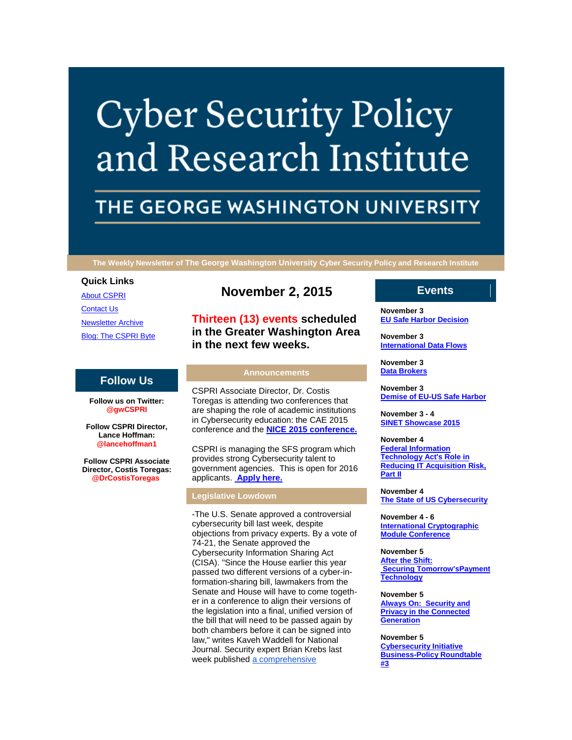# Cyber Security Policy and Research Institute

## THE GEORGE WASHINGTON UNIVERSITY

**The Weekly Newsletter of The George Washington University Cyber Security Policy and Research Institute**

### Quick Links

[About CSPRI](#)

[Contact Us](#)

[Newsletter Archive](#)

[Blog: The CSPRI Byte](#)

### Follow Us

**Follow us on Twitter: @gwCSPRI**

**Follow CSPRI Director, Lance Hoffman: @lancehoffman1**

**Follow CSPRI Associate Director, Costis Toregas: @DrCostisToregas**

## November 2, 2015

### Thirteen (13) events scheduled in the Greater Washington Area in the next few weeks.

### Announcements

CSPRI Associate Director, Dr. Costis Toregas is attending two conferences that are shaping the role of academic institutions in Cybersecurity education: the CAE 2015 conference and the **[NICE 2015 conference.](#)**

CSPRI is managing the SFS program which provides strong Cybersecurity talent to government agencies. This is open for 2016 applicants. **[Apply here.](#)**

### Legislative Lowdown

-The U.S. Senate approved a controversial cybersecurity bill last week, despite objections from privacy experts. By a vote of 74-21, the Senate approved the Cybersecurity Information Sharing Act (CISA). "Since the House earlier this year passed two different versions of a cyber-information-sharing bill, lawmakers from the Senate and House will have to come together in a conference to align their versions of the legislation into a final, unified version of the bill that will need to be passed again by both chambers before it can be signed into law," writes Kaveh Waddell for National Journal. Security expert Brian Krebs last week published [a comprehensive](#)

### Events

**November 3**
**[EU Safe Harbor Decision](#)**

**November 3**
**[International Data Flows](#)**

**November 3**
**[Data Brokers](#)**

**November 3**
**[Demise of EU-US Safe Harbor](#)**

**November 3 - 4**
**[SINET Showcase 2015](#)**

**November 4**
**[Federal Information Technology Act's Role in Reducing IT Acquisition Risk, Part II](#)**

**November 4**
**[The State of US Cybersecurity](#)**

**November 4 - 6**
**[International Cryptographic Module Conference](#)**

**November 5**
**[After the Shift: Securing Tomorrow'sPayment Technology](#)**

**November 5**
**[Always On: Security and Privacy in the Connected Generation](#)**

**November 5**
**[Cybersecurity Initiative Business-Policy Roundtable #3](#)**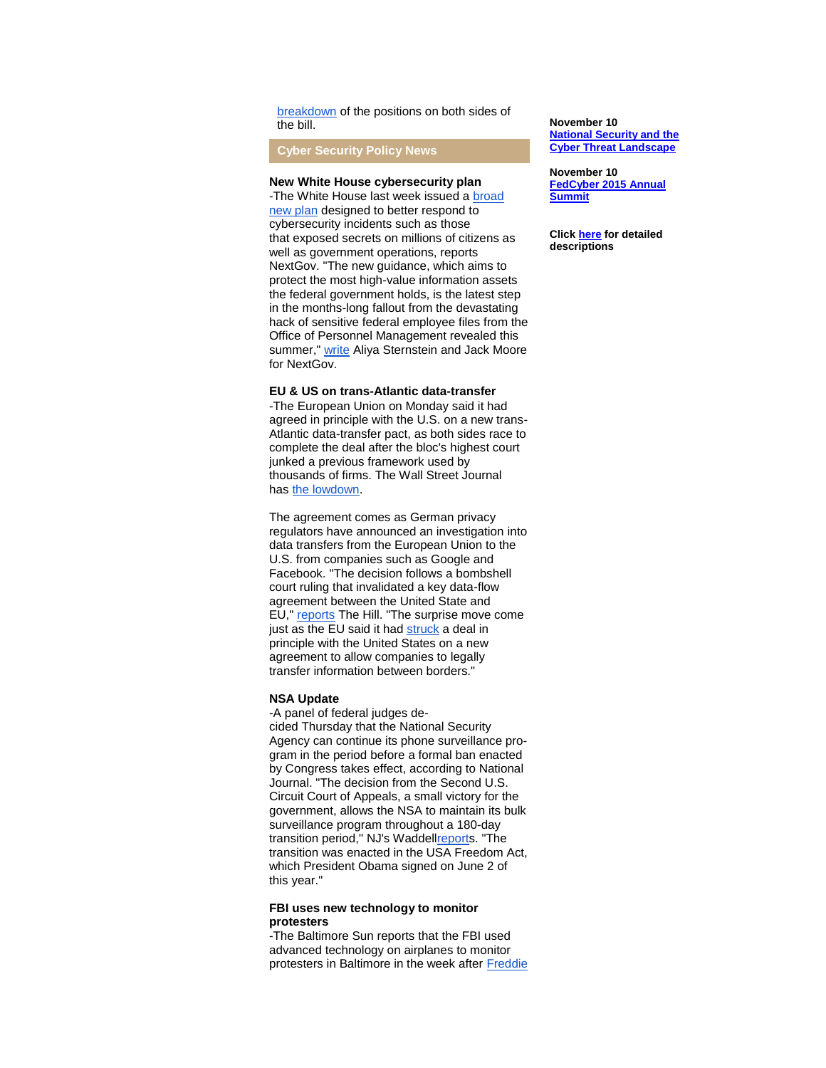breakdown of the positions on both sides of the bill.

## Cyber Security Policy News

**New White House cybersecurity plan**
-The White House last week issued a broad new plan designed to better respond to cybersecurity incidents such as those that exposed secrets on millions of citizens as well as government operations, reports NextGov. "The new guidance, which aims to protect the most high-value information assets the federal government holds, is the latest step in the months-long fallout from the devastating hack of sensitive federal employee files from the Office of Personnel Management revealed this summer," write Aliya Sternstein and Jack Moore for NextGov.

**EU & US on trans-Atlantic data-transfer**
-The European Union on Monday said it had agreed in principle with the U.S. on a new trans-Atlantic data-transfer pact, as both sides race to complete the deal after the bloc's highest court junked a previous framework used by thousands of firms. The Wall Street Journal has the lowdown.

The agreement comes as German privacy regulators have announced an investigation into data transfers from the European Union to the U.S. from companies such as Google and Facebook. "The decision follows a bombshell court ruling that invalidated a key data-flow agreement between the United State and EU," reports The Hill. "The surprise move come just as the EU said it had struck a deal in principle with the United States on a new agreement to allow companies to legally transfer information between borders."

**NSA Update**
-A panel of federal judges decided Thursday that the National Security Agency can continue its phone surveillance program in the period before a formal ban enacted by Congress takes effect, according to National Journal. "The decision from the Second U.S. Circuit Court of Appeals, a small victory for the government, allows the NSA to maintain its bulk surveillance program throughout a 180-day transition period," NJ's Waddellreports. "The transition was enacted in the USA Freedom Act, which President Obama signed on June 2 of this year."

**FBI uses new technology to monitor protesters**
-The Baltimore Sun reports that the FBI used advanced technology on airplanes to monitor protesters in Baltimore in the week after Freddie

**November 10**
**National Security and the Cyber Threat Landscape**

**November 10**
**FedCyber 2015 Annual Summit**

**Click here for detailed descriptions**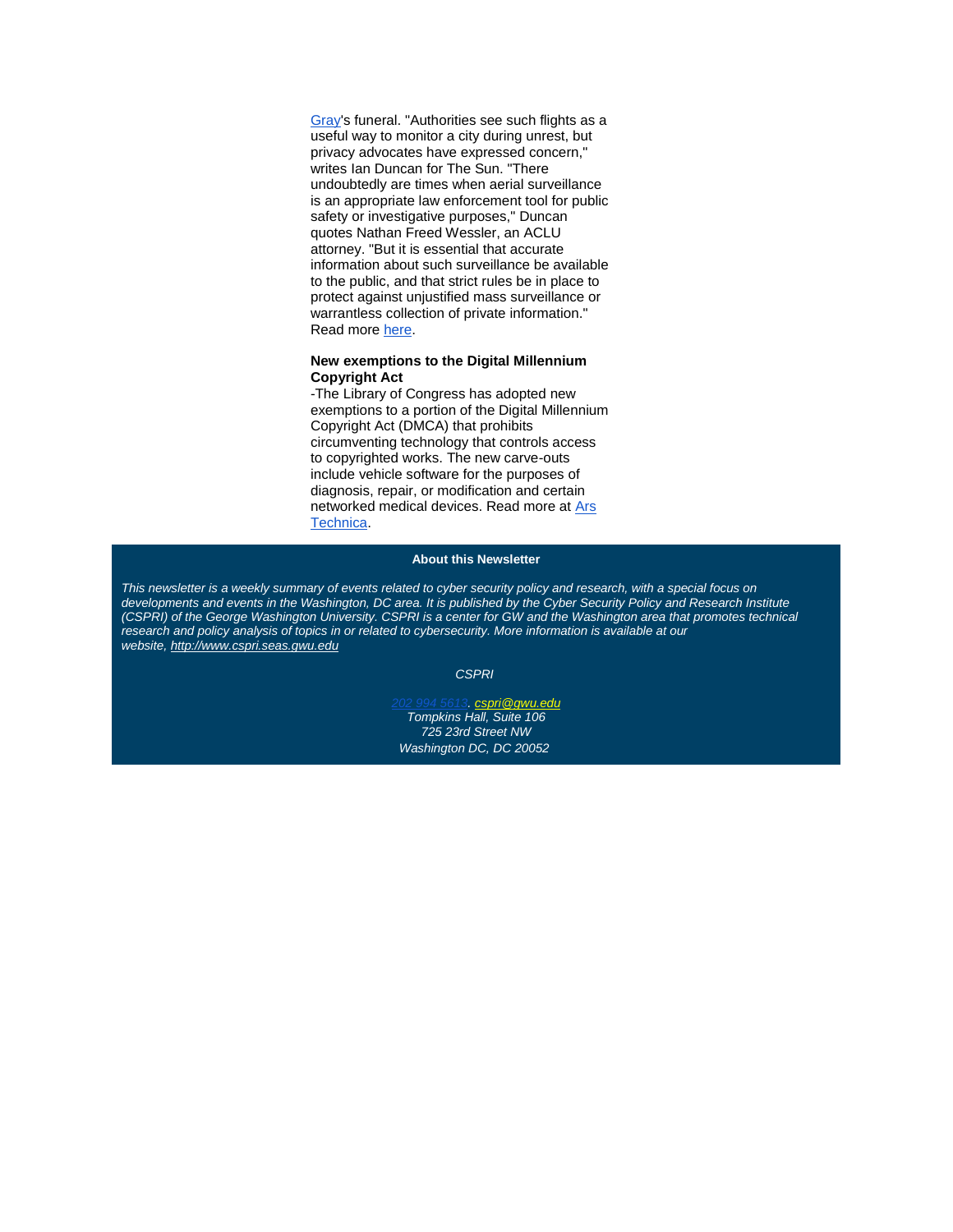Gray's funeral. "Authorities see such flights as a useful way to monitor a city during unrest, but privacy advocates have expressed concern," writes Ian Duncan for The Sun. "There undoubtedly are times when aerial surveillance is an appropriate law enforcement tool for public safety or investigative purposes," Duncan quotes Nathan Freed Wessler, an ACLU attorney. "But it is essential that accurate information about such surveillance be available to the public, and that strict rules be in place to protect against unjustified mass surveillance or warrantless collection of private information." Read more here.

**New exemptions to the Digital Millennium Copyright Act**
-The Library of Congress has adopted new exemptions to a portion of the Digital Millennium Copyright Act (DMCA) that prohibits circumventing technology that controls access to copyrighted works. The new carve-outs include vehicle software for the purposes of diagnosis, repair, or modification and certain networked medical devices. Read more at Ars Technica.

**About this Newsletter**

*This newsletter is a weekly summary of events related to cyber security policy and research, with a special focus on developments and events in the Washington, DC area. It is published by the Cyber Security Policy and Research Institute (CSPRI) of the George Washington University. CSPRI is a center for GW and the Washington area that promotes technical research and policy analysis of topics in or related to cybersecurity. More information is available at our website, http://www.cspri.seas.gwu.edu*

*CSPRI*

*202 994 5613, cspri@gwu.edu*
*Tompkins Hall, Suite 106*
*725 23rd Street NW*
*Washington DC, DC 20052*